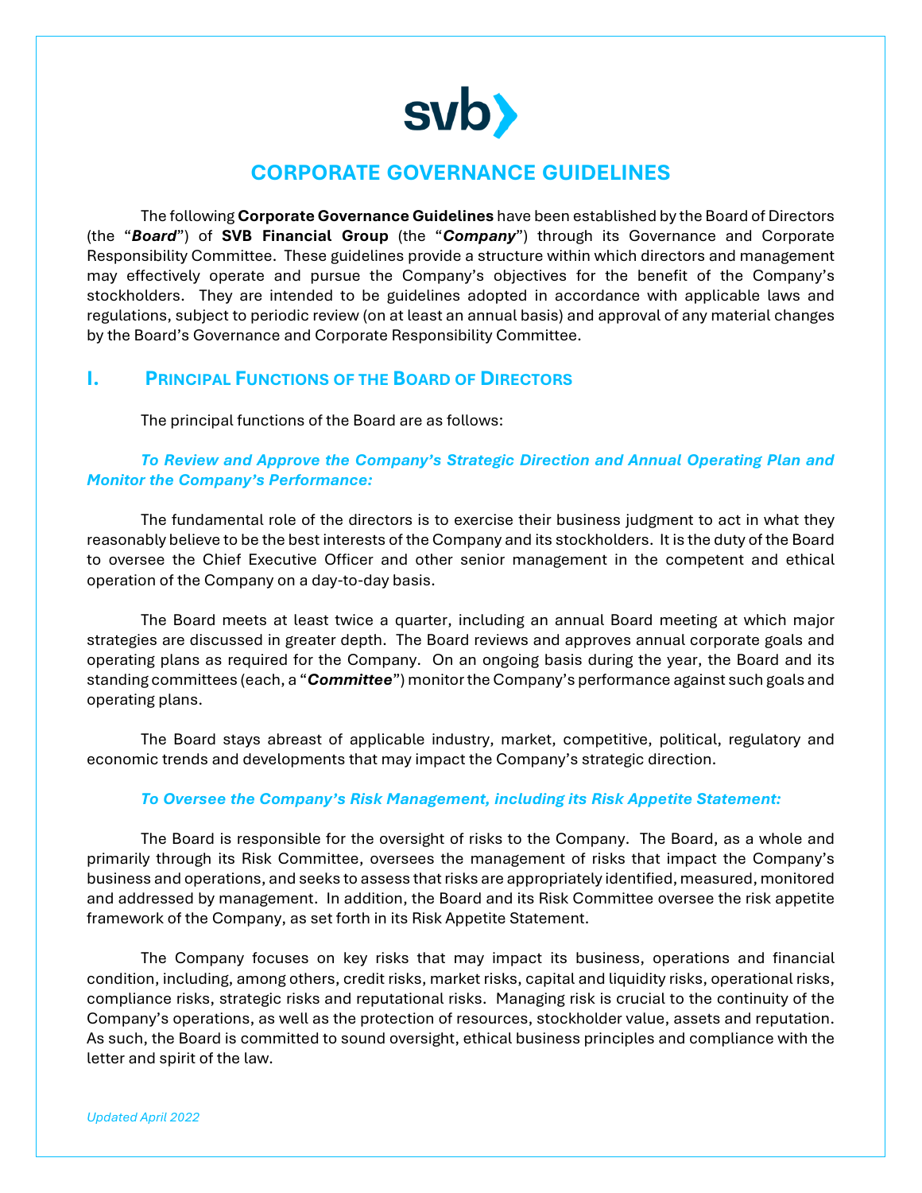svb

# CORPORATE GOVERNANCE GUIDELINES

The following **Corporate Governance Guidelines** have been established by the Board of Directors (the "***Board***") of **SVB Financial Group** (the "***Company***") through its Governance and Corporate Responsibility Committee. These guidelines provide a structure within which directors and management may effectively operate and pursue the Company's objectives for the benefit of the Company's stockholders. They are intended to be guidelines adopted in accordance with applicable laws and regulations, subject to periodic review (on at least an annual basis) and approval of any material changes by the Board's Governance and Corporate Responsibility Committee.

## I. Principal Functions of the Board of Directors

The principal functions of the Board are as follows:

***To Review and Approve the Company's Strategic Direction and Annual Operating Plan and Monitor the Company's Performance:***

The fundamental role of the directors is to exercise their business judgment to act in what they reasonably believe to be the best interests of the Company and its stockholders. It is the duty of the Board to oversee the Chief Executive Officer and other senior management in the competent and ethical operation of the Company on a day-to-day basis.

The Board meets at least twice a quarter, including an annual Board meeting at which major strategies are discussed in greater depth. The Board reviews and approves annual corporate goals and operating plans as required for the Company. On an ongoing basis during the year, the Board and its standing committees (each, a "***Committee***") monitor the Company's performance against such goals and operating plans.

The Board stays abreast of applicable industry, market, competitive, political, regulatory and economic trends and developments that may impact the Company's strategic direction.

***To Oversee the Company's Risk Management, including its Risk Appetite Statement:***

The Board is responsible for the oversight of risks to the Company. The Board, as a whole and primarily through its Risk Committee, oversees the management of risks that impact the Company's business and operations, and seeks to assess that risks are appropriately identified, measured, monitored and addressed by management. In addition, the Board and its Risk Committee oversee the risk appetite framework of the Company, as set forth in its Risk Appetite Statement.

The Company focuses on key risks that may impact its business, operations and financial condition, including, among others, credit risks, market risks, capital and liquidity risks, operational risks, compliance risks, strategic risks and reputational risks. Managing risk is crucial to the continuity of the Company's operations, as well as the protection of resources, stockholder value, assets and reputation. As such, the Board is committed to sound oversight, ethical business principles and compliance with the letter and spirit of the law.

*Updated April 2022*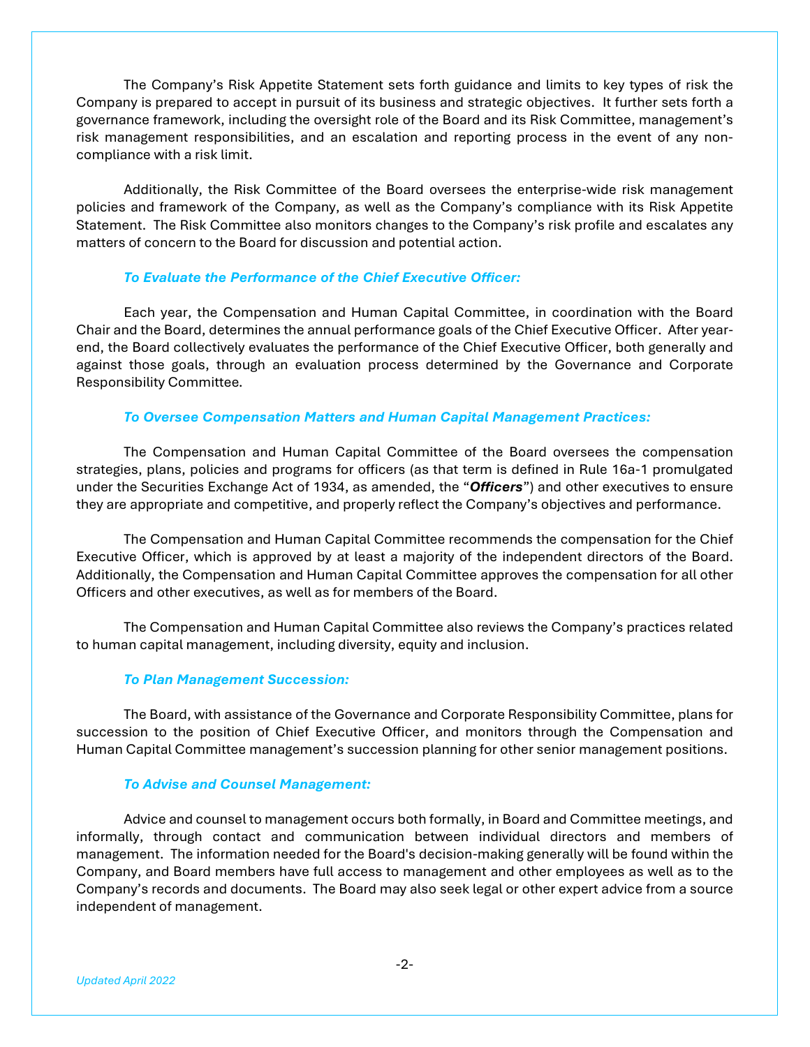The Company's Risk Appetite Statement sets forth guidance and limits to key types of risk the Company is prepared to accept in pursuit of its business and strategic objectives. It further sets forth a governance framework, including the oversight role of the Board and its Risk Committee, management's risk management responsibilities, and an escalation and reporting process in the event of any non-compliance with a risk limit.

Additionally, the Risk Committee of the Board oversees the enterprise-wide risk management policies and framework of the Company, as well as the Company's compliance with its Risk Appetite Statement. The Risk Committee also monitors changes to the Company's risk profile and escalates any matters of concern to the Board for discussion and potential action.

***To Evaluate the Performance of the Chief Executive Officer:***

Each year, the Compensation and Human Capital Committee, in coordination with the Board Chair and the Board, determines the annual performance goals of the Chief Executive Officer. After year-end, the Board collectively evaluates the performance of the Chief Executive Officer, both generally and against those goals, through an evaluation process determined by the Governance and Corporate Responsibility Committee.

***To Oversee Compensation Matters and Human Capital Management Practices:***

The Compensation and Human Capital Committee of the Board oversees the compensation strategies, plans, policies and programs for officers (as that term is defined in Rule 16a-1 promulgated under the Securities Exchange Act of 1934, as amended, the "***Officers***") and other executives to ensure they are appropriate and competitive, and properly reflect the Company's objectives and performance.

The Compensation and Human Capital Committee recommends the compensation for the Chief Executive Officer, which is approved by at least a majority of the independent directors of the Board. Additionally, the Compensation and Human Capital Committee approves the compensation for all other Officers and other executives, as well as for members of the Board.

The Compensation and Human Capital Committee also reviews the Company's practices related to human capital management, including diversity, equity and inclusion.

***To Plan Management Succession:***

The Board, with assistance of the Governance and Corporate Responsibility Committee, plans for succession to the position of Chief Executive Officer, and monitors through the Compensation and Human Capital Committee management's succession planning for other senior management positions.

***To Advise and Counsel Management:***

Advice and counsel to management occurs both formally, in Board and Committee meetings, and informally, through contact and communication between individual directors and members of management. The information needed for the Board's decision-making generally will be found within the Company, and Board members have full access to management and other employees as well as to the Company's records and documents. The Board may also seek legal or other expert advice from a source independent of management.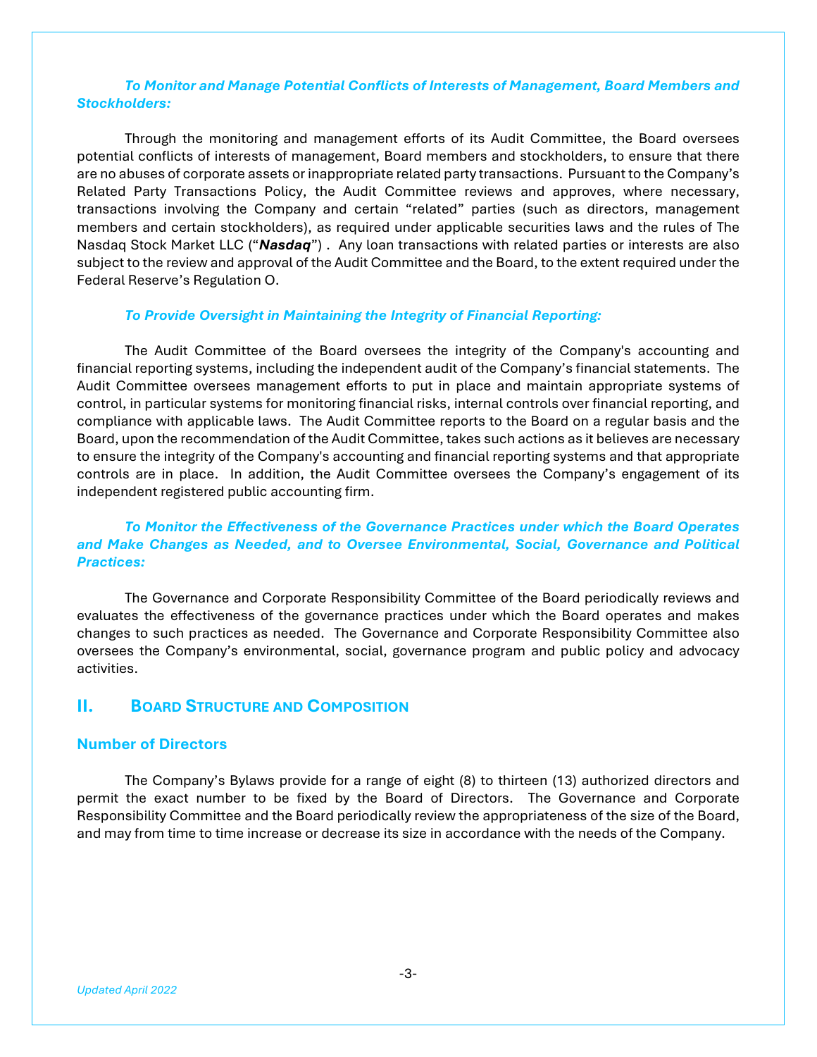***To Monitor and Manage Potential Conflicts of Interests of Management, Board Members and Stockholders:***

Through the monitoring and management efforts of its Audit Committee, the Board oversees potential conflicts of interests of management, Board members and stockholders, to ensure that there are no abuses of corporate assets or inappropriate related party transactions. Pursuant to the Company's Related Party Transactions Policy, the Audit Committee reviews and approves, where necessary, transactions involving the Company and certain "related" parties (such as directors, management members and certain stockholders), as required under applicable securities laws and the rules of The Nasdaq Stock Market LLC ("***Nasdaq***") . Any loan transactions with related parties or interests are also subject to the review and approval of the Audit Committee and the Board, to the extent required under the Federal Reserve's Regulation O.

***To Provide Oversight in Maintaining the Integrity of Financial Reporting:***

The Audit Committee of the Board oversees the integrity of the Company's accounting and financial reporting systems, including the independent audit of the Company's financial statements. The Audit Committee oversees management efforts to put in place and maintain appropriate systems of control, in particular systems for monitoring financial risks, internal controls over financial reporting, and compliance with applicable laws. The Audit Committee reports to the Board on a regular basis and the Board, upon the recommendation of the Audit Committee, takes such actions as it believes are necessary to ensure the integrity of the Company's accounting and financial reporting systems and that appropriate controls are in place. In addition, the Audit Committee oversees the Company's engagement of its independent registered public accounting firm.

***To Monitor the Effectiveness of the Governance Practices under which the Board Operates and Make Changes as Needed, and to Oversee Environmental, Social, Governance and Political Practices:***

The Governance and Corporate Responsibility Committee of the Board periodically reviews and evaluates the effectiveness of the governance practices under which the Board operates and makes changes to such practices as needed. The Governance and Corporate Responsibility Committee also oversees the Company's environmental, social, governance program and public policy and advocacy activities.

## II. Board Structure and Composition

### Number of Directors

The Company's Bylaws provide for a range of eight (8) to thirteen (13) authorized directors and permit the exact number to be fixed by the Board of Directors. The Governance and Corporate Responsibility Committee and the Board periodically review the appropriateness of the size of the Board, and may from time to time increase or decrease its size in accordance with the needs of the Company.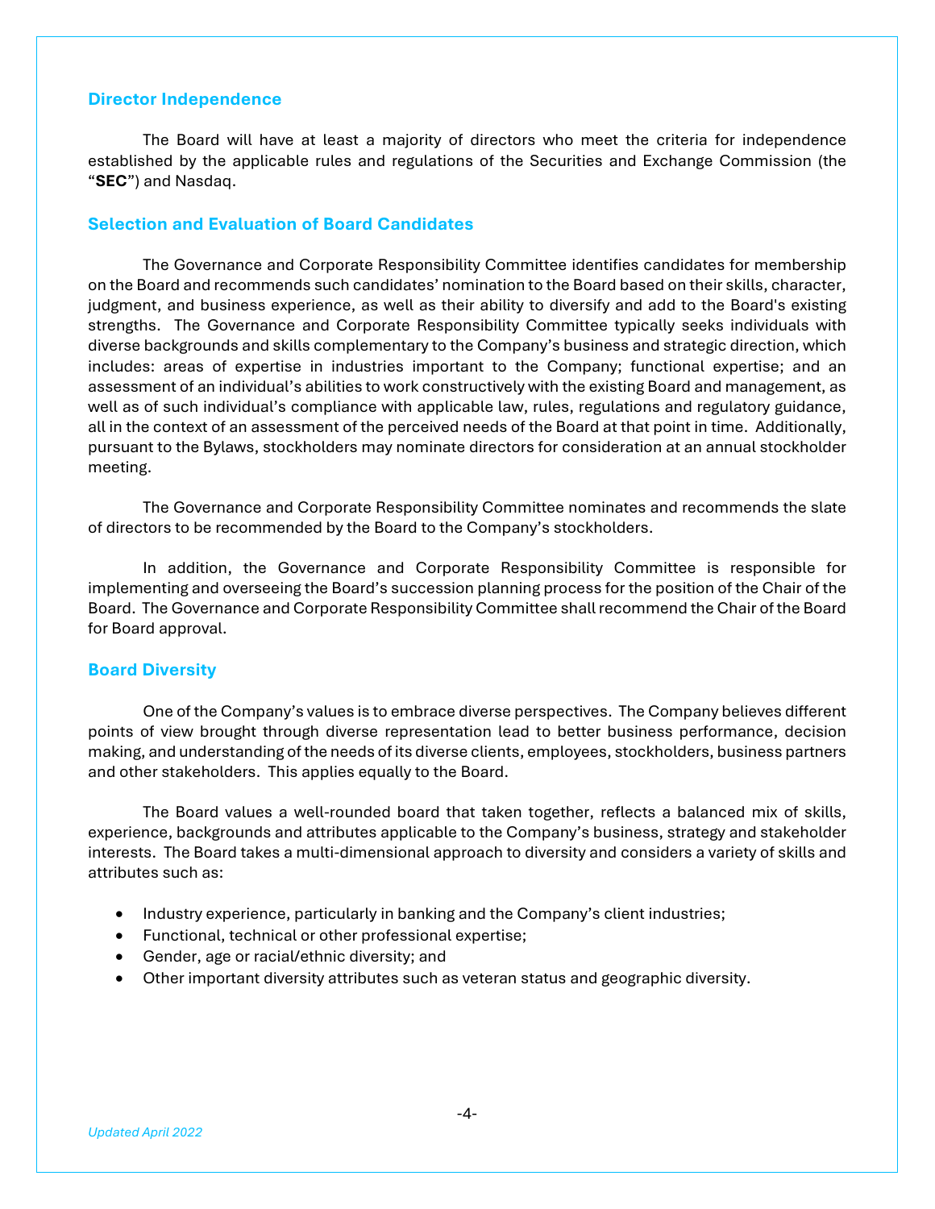## Director Independence

The Board will have at least a majority of directors who meet the criteria for independence established by the applicable rules and regulations of the Securities and Exchange Commission (the "**SEC**") and Nasdaq.

## Selection and Evaluation of Board Candidates

The Governance and Corporate Responsibility Committee identifies candidates for membership on the Board and recommends such candidates' nomination to the Board based on their skills, character, judgment, and business experience, as well as their ability to diversify and add to the Board's existing strengths. The Governance and Corporate Responsibility Committee typically seeks individuals with diverse backgrounds and skills complementary to the Company's business and strategic direction, which includes: areas of expertise in industries important to the Company; functional expertise; and an assessment of an individual's abilities to work constructively with the existing Board and management, as well as of such individual's compliance with applicable law, rules, regulations and regulatory guidance, all in the context of an assessment of the perceived needs of the Board at that point in time. Additionally, pursuant to the Bylaws, stockholders may nominate directors for consideration at an annual stockholder meeting.

The Governance and Corporate Responsibility Committee nominates and recommends the slate of directors to be recommended by the Board to the Company's stockholders.

In addition, the Governance and Corporate Responsibility Committee is responsible for implementing and overseeing the Board's succession planning process for the position of the Chair of the Board. The Governance and Corporate Responsibility Committee shall recommend the Chair of the Board for Board approval.

## Board Diversity

One of the Company's values is to embrace diverse perspectives. The Company believes different points of view brought through diverse representation lead to better business performance, decision making, and understanding of the needs of its diverse clients, employees, stockholders, business partners and other stakeholders. This applies equally to the Board.

The Board values a well-rounded board that taken together, reflects a balanced mix of skills, experience, backgrounds and attributes applicable to the Company's business, strategy and stakeholder interests. The Board takes a multi-dimensional approach to diversity and considers a variety of skills and attributes such as:

- Industry experience, particularly in banking and the Company's client industries;
- Functional, technical or other professional expertise;
- Gender, age or racial/ethnic diversity; and
- Other important diversity attributes such as veteran status and geographic diversity.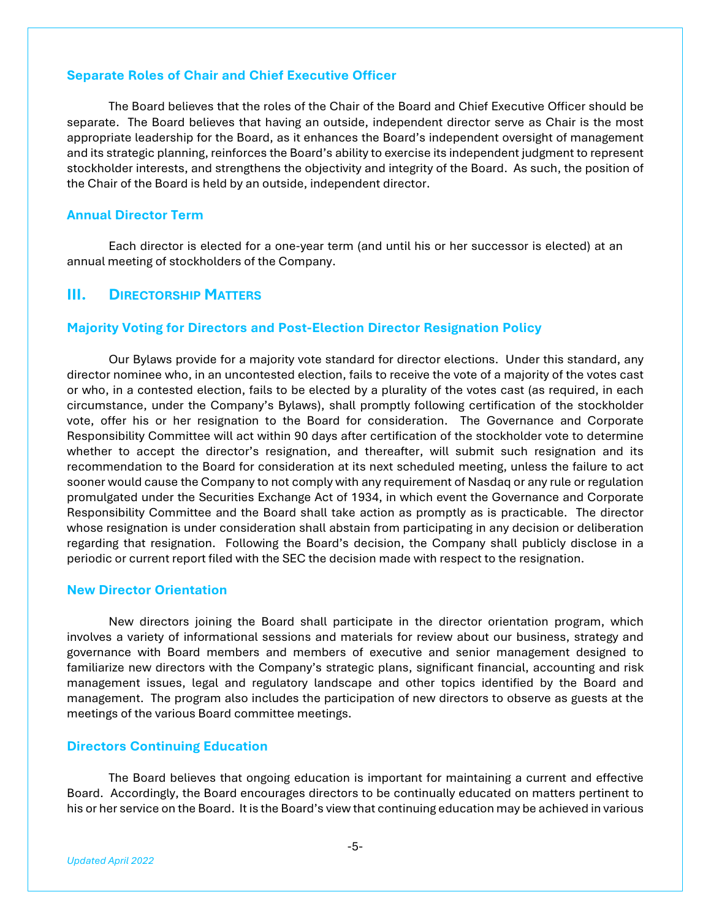### Separate Roles of Chair and Chief Executive Officer

The Board believes that the roles of the Chair of the Board and Chief Executive Officer should be separate. The Board believes that having an outside, independent director serve as Chair is the most appropriate leadership for the Board, as it enhances the Board's independent oversight of management and its strategic planning, reinforces the Board's ability to exercise its independent judgment to represent stockholder interests, and strengthens the objectivity and integrity of the Board. As such, the position of the Chair of the Board is held by an outside, independent director.

### Annual Director Term

Each director is elected for a one-year term (and until his or her successor is elected) at an annual meeting of stockholders of the Company.

## III. Directorship Matters

### Majority Voting for Directors and Post-Election Director Resignation Policy

Our Bylaws provide for a majority vote standard for director elections. Under this standard, any director nominee who, in an uncontested election, fails to receive the vote of a majority of the votes cast or who, in a contested election, fails to be elected by a plurality of the votes cast (as required, in each circumstance, under the Company's Bylaws), shall promptly following certification of the stockholder vote, offer his or her resignation to the Board for consideration. The Governance and Corporate Responsibility Committee will act within 90 days after certification of the stockholder vote to determine whether to accept the director's resignation, and thereafter, will submit such resignation and its recommendation to the Board for consideration at its next scheduled meeting, unless the failure to act sooner would cause the Company to not comply with any requirement of Nasdaq or any rule or regulation promulgated under the Securities Exchange Act of 1934, in which event the Governance and Corporate Responsibility Committee and the Board shall take action as promptly as is practicable. The director whose resignation is under consideration shall abstain from participating in any decision or deliberation regarding that resignation. Following the Board's decision, the Company shall publicly disclose in a periodic or current report filed with the SEC the decision made with respect to the resignation.

### New Director Orientation

New directors joining the Board shall participate in the director orientation program, which involves a variety of informational sessions and materials for review about our business, strategy and governance with Board members and members of executive and senior management designed to familiarize new directors with the Company's strategic plans, significant financial, accounting and risk management issues, legal and regulatory landscape and other topics identified by the Board and management. The program also includes the participation of new directors to observe as guests at the meetings of the various Board committee meetings.

### Directors Continuing Education

The Board believes that ongoing education is important for maintaining a current and effective Board. Accordingly, the Board encourages directors to be continually educated on matters pertinent to his or her service on the Board. It is the Board's view that continuing education may be achieved in various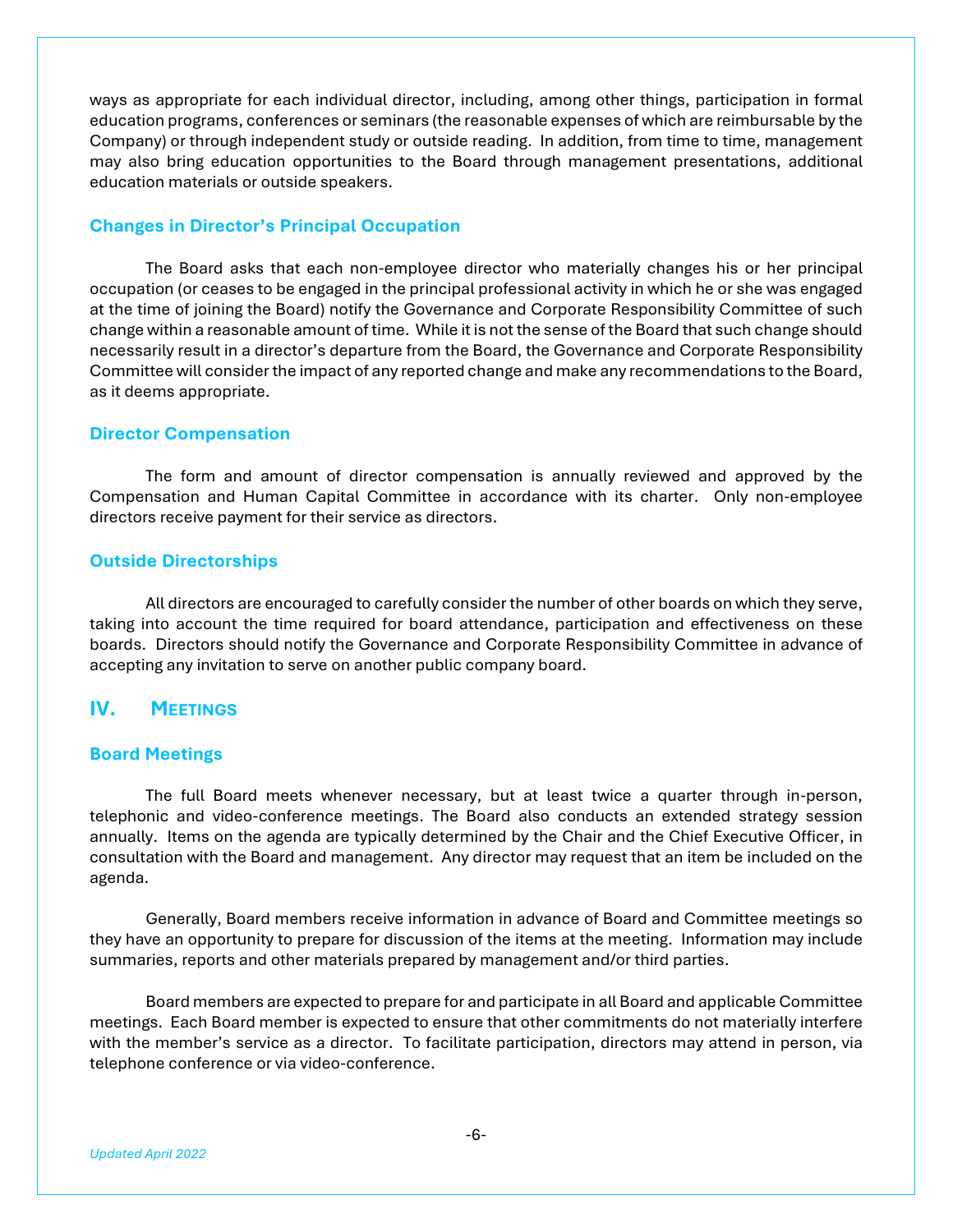ways as appropriate for each individual director, including, among other things, participation in formal education programs, conferences or seminars (the reasonable expenses of which are reimbursable by the Company) or through independent study or outside reading. In addition, from time to time, management may also bring education opportunities to the Board through management presentations, additional education materials or outside speakers.

### Changes in Director's Principal Occupation

The Board asks that each non-employee director who materially changes his or her principal occupation (or ceases to be engaged in the principal professional activity in which he or she was engaged at the time of joining the Board) notify the Governance and Corporate Responsibility Committee of such change within a reasonable amount of time. While it is not the sense of the Board that such change should necessarily result in a director's departure from the Board, the Governance and Corporate Responsibility Committee will consider the impact of any reported change and make any recommendations to the Board, as it deems appropriate.

### Director Compensation

The form and amount of director compensation is annually reviewed and approved by the Compensation and Human Capital Committee in accordance with its charter. Only non-employee directors receive payment for their service as directors.

### Outside Directorships

All directors are encouraged to carefully consider the number of other boards on which they serve, taking into account the time required for board attendance, participation and effectiveness on these boards. Directors should notify the Governance and Corporate Responsibility Committee in advance of accepting any invitation to serve on another public company board.

## IV. Meetings

### Board Meetings

The full Board meets whenever necessary, but at least twice a quarter through in-person, telephonic and video-conference meetings. The Board also conducts an extended strategy session annually. Items on the agenda are typically determined by the Chair and the Chief Executive Officer, in consultation with the Board and management. Any director may request that an item be included on the agenda.

Generally, Board members receive information in advance of Board and Committee meetings so they have an opportunity to prepare for discussion of the items at the meeting. Information may include summaries, reports and other materials prepared by management and/or third parties.

Board members are expected to prepare for and participate in all Board and applicable Committee meetings. Each Board member is expected to ensure that other commitments do not materially interfere with the member's service as a director. To facilitate participation, directors may attend in person, via telephone conference or via video-conference.

*Updated April 2022*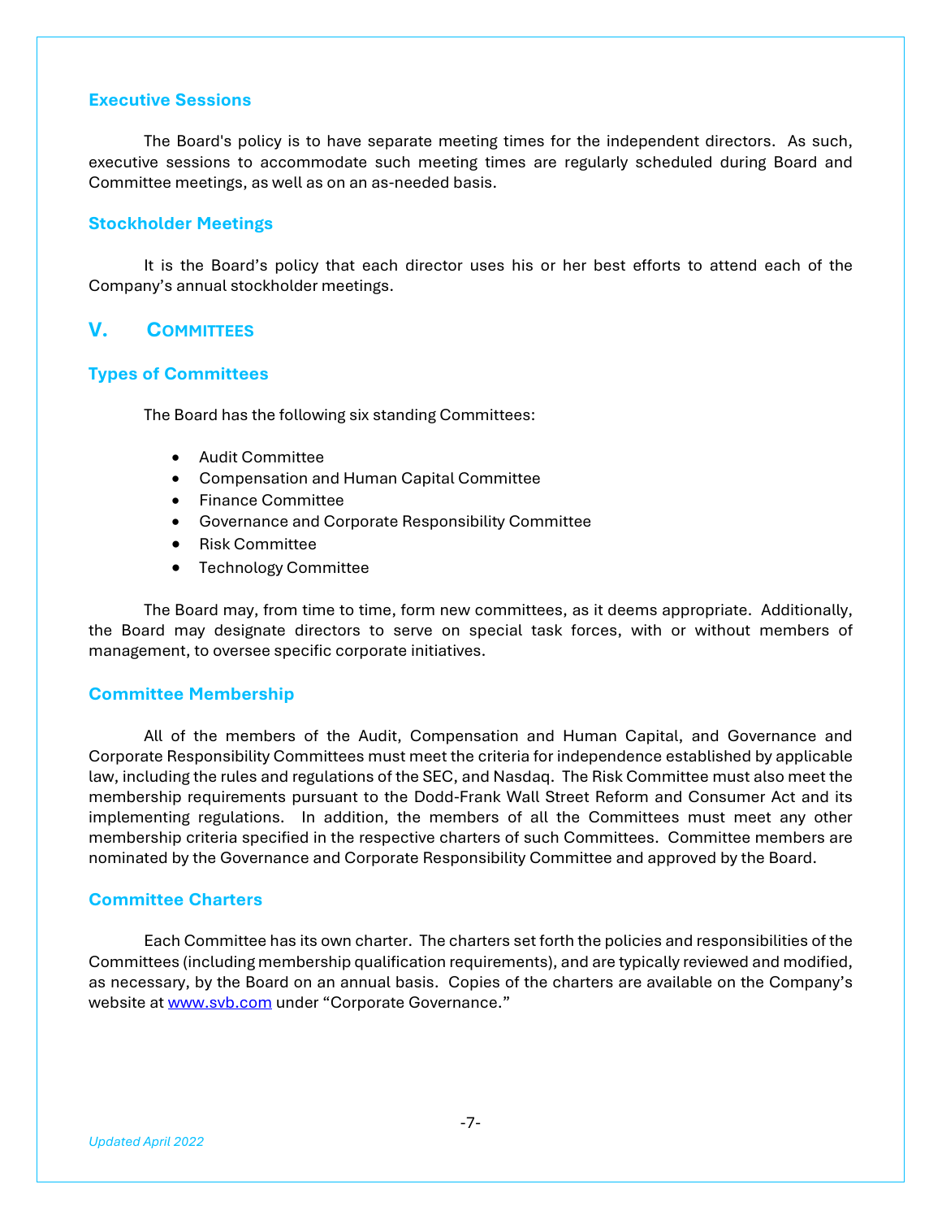### Executive Sessions

The Board's policy is to have separate meeting times for the independent directors. As such, executive sessions to accommodate such meeting times are regularly scheduled during Board and Committee meetings, as well as on an as-needed basis.

### Stockholder Meetings

It is the Board's policy that each director uses his or her best efforts to attend each of the Company's annual stockholder meetings.

## V. COMMITTEES

### Types of Committees

The Board has the following six standing Committees:

- Audit Committee
- Compensation and Human Capital Committee
- Finance Committee
- Governance and Corporate Responsibility Committee
- Risk Committee
- Technology Committee

The Board may, from time to time, form new committees, as it deems appropriate. Additionally, the Board may designate directors to serve on special task forces, with or without members of management, to oversee specific corporate initiatives.

### Committee Membership

All of the members of the Audit, Compensation and Human Capital, and Governance and Corporate Responsibility Committees must meet the criteria for independence established by applicable law, including the rules and regulations of the SEC, and Nasdaq. The Risk Committee must also meet the membership requirements pursuant to the Dodd-Frank Wall Street Reform and Consumer Act and its implementing regulations. In addition, the members of all the Committees must meet any other membership criteria specified in the respective charters of such Committees. Committee members are nominated by the Governance and Corporate Responsibility Committee and approved by the Board.

### Committee Charters

Each Committee has its own charter. The charters set forth the policies and responsibilities of the Committees (including membership qualification requirements), and are typically reviewed and modified, as necessary, by the Board on an annual basis. Copies of the charters are available on the Company's website at www.svb.com under "Corporate Governance."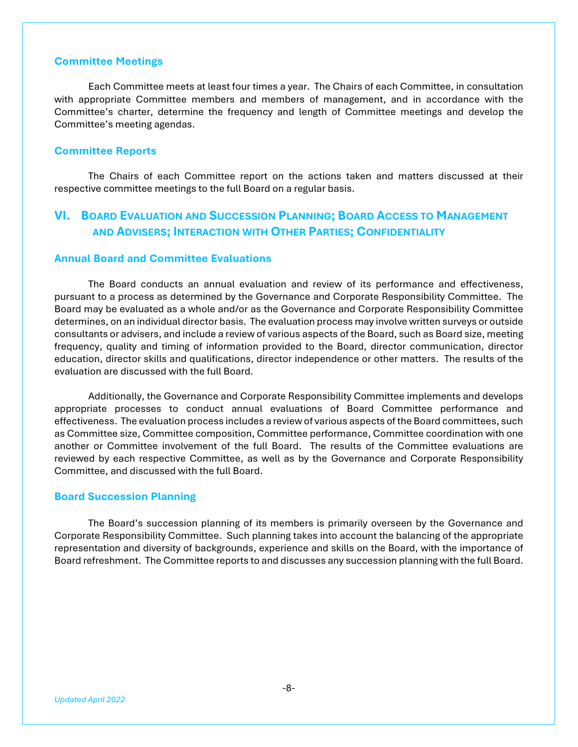### Committee Meetings

Each Committee meets at least four times a year. The Chairs of each Committee, in consultation with appropriate Committee members and members of management, and in accordance with the Committee's charter, determine the frequency and length of Committee meetings and develop the Committee's meeting agendas.

### Committee Reports

The Chairs of each Committee report on the actions taken and matters discussed at their respective committee meetings to the full Board on a regular basis.

## VI. Board Evaluation and Succession Planning; Board Access to Management and Advisers; Interaction with Other Parties; Confidentiality

### Annual Board and Committee Evaluations

The Board conducts an annual evaluation and review of its performance and effectiveness, pursuant to a process as determined by the Governance and Corporate Responsibility Committee. The Board may be evaluated as a whole and/or as the Governance and Corporate Responsibility Committee determines, on an individual director basis. The evaluation process may involve written surveys or outside consultants or advisers, and include a review of various aspects of the Board, such as Board size, meeting frequency, quality and timing of information provided to the Board, director communication, director education, director skills and qualifications, director independence or other matters. The results of the evaluation are discussed with the full Board.

Additionally, the Governance and Corporate Responsibility Committee implements and develops appropriate processes to conduct annual evaluations of Board Committee performance and effectiveness. The evaluation process includes a review of various aspects of the Board committees, such as Committee size, Committee composition, Committee performance, Committee coordination with one another or Committee involvement of the full Board. The results of the Committee evaluations are reviewed by each respective Committee, as well as by the Governance and Corporate Responsibility Committee, and discussed with the full Board.

### Board Succession Planning

The Board's succession planning of its members is primarily overseen by the Governance and Corporate Responsibility Committee. Such planning takes into account the balancing of the appropriate representation and diversity of backgrounds, experience and skills on the Board, with the importance of Board refreshment. The Committee reports to and discusses any succession planning with the full Board.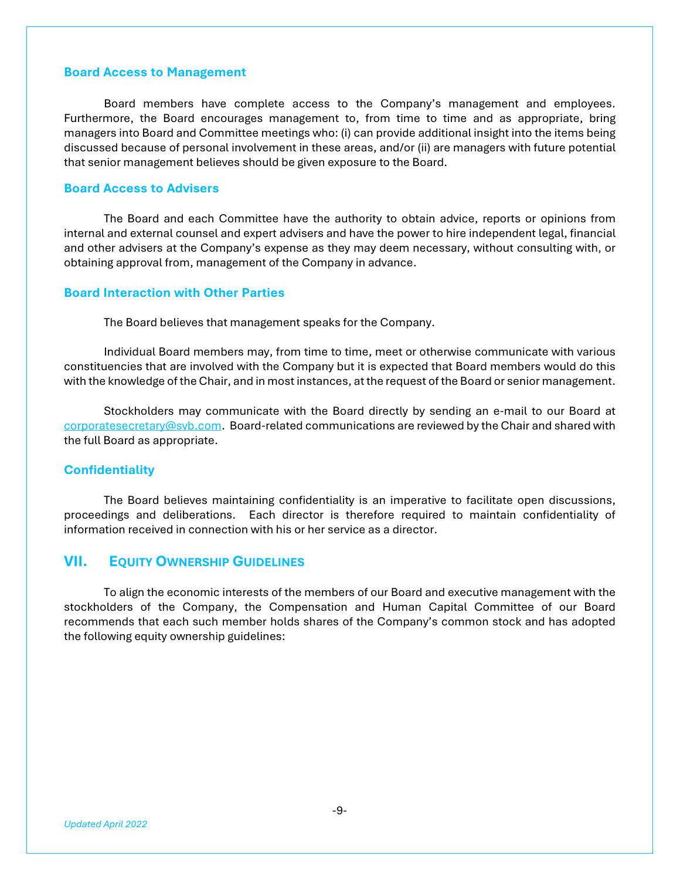### Board Access to Management

Board members have complete access to the Company's management and employees. Furthermore, the Board encourages management to, from time to time and as appropriate, bring managers into Board and Committee meetings who: (i) can provide additional insight into the items being discussed because of personal involvement in these areas, and/or (ii) are managers with future potential that senior management believes should be given exposure to the Board.

### Board Access to Advisers

The Board and each Committee have the authority to obtain advice, reports or opinions from internal and external counsel and expert advisers and have the power to hire independent legal, financial and other advisers at the Company's expense as they may deem necessary, without consulting with, or obtaining approval from, management of the Company in advance.

### Board Interaction with Other Parties

The Board believes that management speaks for the Company.

Individual Board members may, from time to time, meet or otherwise communicate with various constituencies that are involved with the Company but it is expected that Board members would do this with the knowledge of the Chair, and in most instances, at the request of the Board or senior management.

Stockholders may communicate with the Board directly by sending an e-mail to our Board at [corporatesecretary@svb.com](mailto:corporatesecretary@svb.com). Board-related communications are reviewed by the Chair and shared with the full Board as appropriate.

### Confidentiality

The Board believes maintaining confidentiality is an imperative to facilitate open discussions, proceedings and deliberations. Each director is therefore required to maintain confidentiality of information received in connection with his or her service as a director.

## VII. Equity Ownership Guidelines

To align the economic interests of the members of our Board and executive management with the stockholders of the Company, the Compensation and Human Capital Committee of our Board recommends that each such member holds shares of the Company's common stock and has adopted the following equity ownership guidelines:

*Updated April 2022*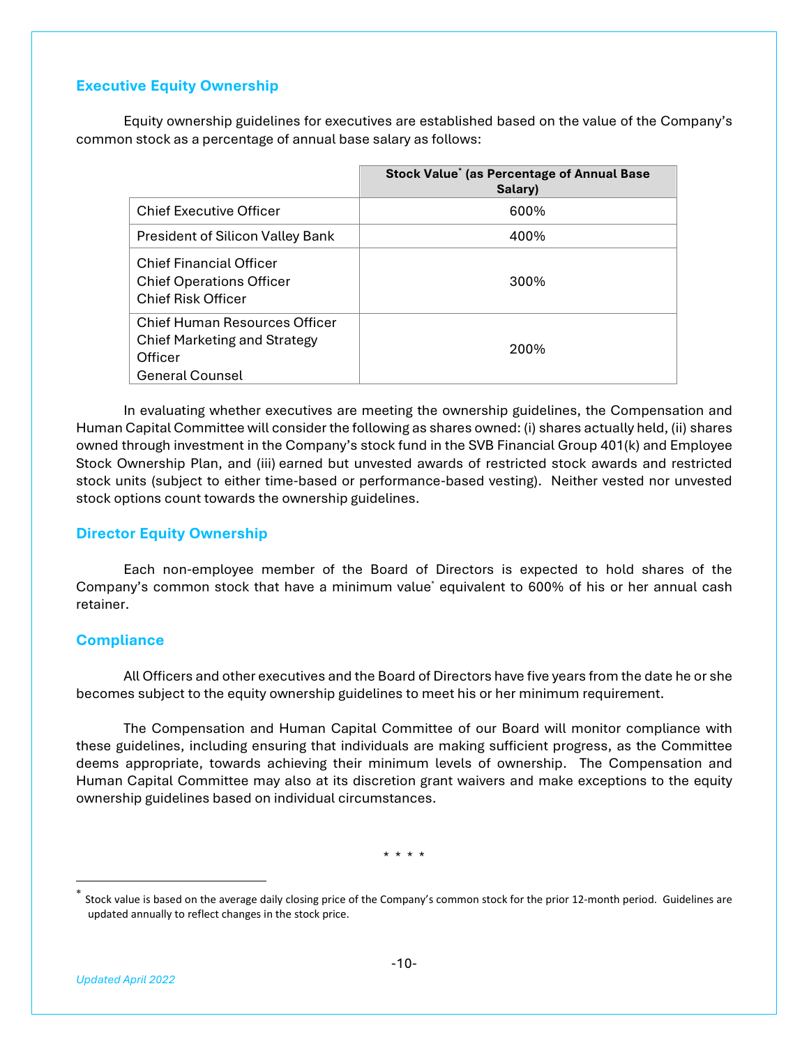### Executive Equity Ownership

Equity ownership guidelines for executives are established based on the value of the Company's common stock as a percentage of annual base salary as follows:

| | Stock Value* (as Percentage of Annual Base Salary) |
|---|---|
| Chief Executive Officer | 600% |
| President of Silicon Valley Bank | 400% |
| Chief Financial Officer<br>Chief Operations Officer<br>Chief Risk Officer | 300% |
| Chief Human Resources Officer<br>Chief Marketing and Strategy Officer<br>General Counsel | 200% |

In evaluating whether executives are meeting the ownership guidelines, the Compensation and Human Capital Committee will consider the following as shares owned: (i) shares actually held, (ii) shares owned through investment in the Company's stock fund in the SVB Financial Group 401(k) and Employee Stock Ownership Plan, and (iii) earned but unvested awards of restricted stock awards and restricted stock units (subject to either time-based or performance-based vesting). Neither vested nor unvested stock options count towards the ownership guidelines.

### Director Equity Ownership

Each non-employee member of the Board of Directors is expected to hold shares of the Company's common stock that have a minimum value* equivalent to 600% of his or her annual cash retainer.

### Compliance

All Officers and other executives and the Board of Directors have five years from the date he or she becomes subject to the equity ownership guidelines to meet his or her minimum requirement.

The Compensation and Human Capital Committee of our Board will monitor compliance with these guidelines, including ensuring that individuals are making sufficient progress, as the Committee deems appropriate, towards achieving their minimum levels of ownership. The Compensation and Human Capital Committee may also at its discretion grant waivers and make exceptions to the equity ownership guidelines based on individual circumstances.

\* \* \* \*

\* Stock value is based on the average daily closing price of the Company's common stock for the prior 12-month period. Guidelines are updated annually to reflect changes in the stock price.

*Updated April 2022*